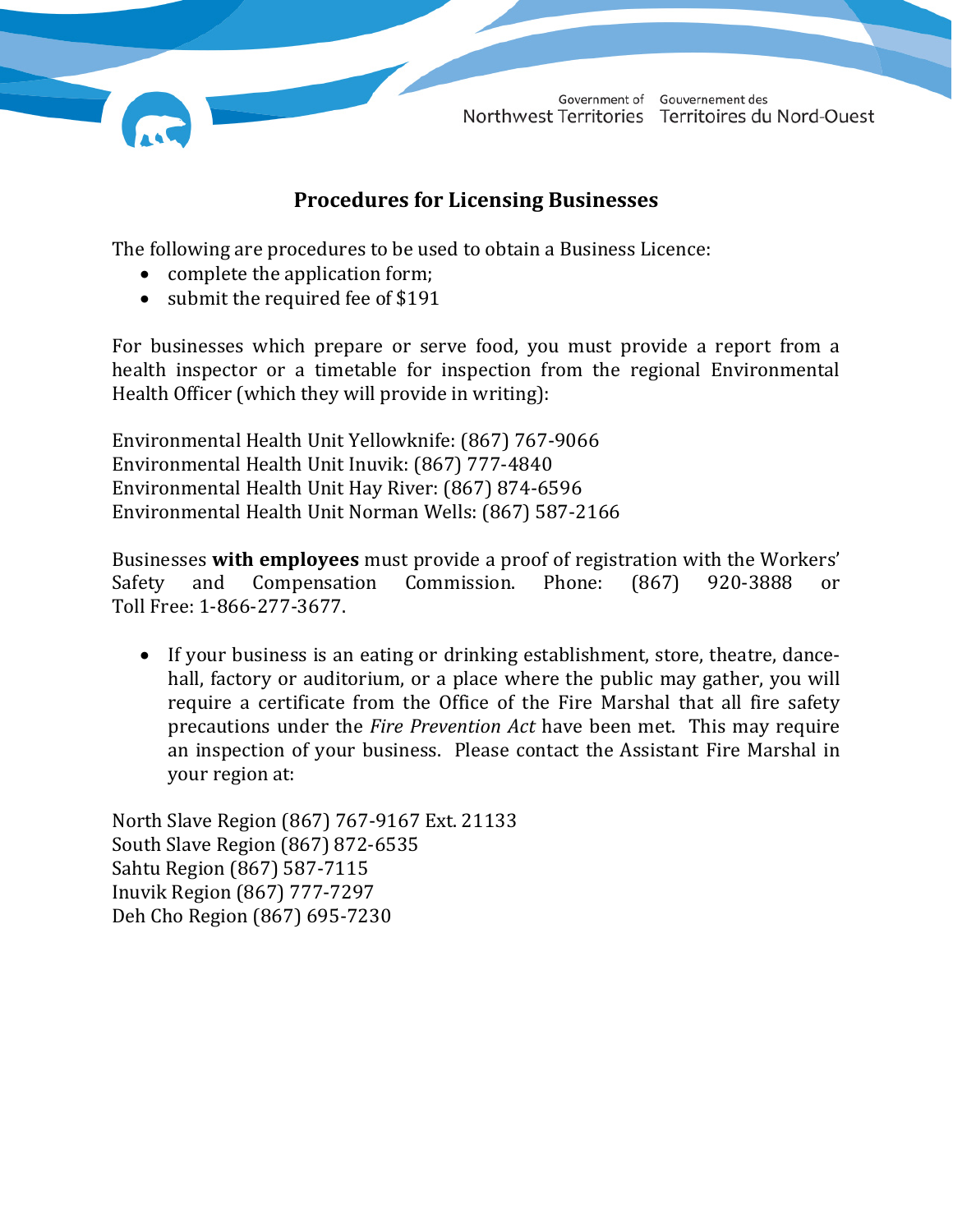# Procedures for Licensing Businesses

The following are procedures to be used to obtain a Business Licence:

- complete the application form;
- submit the required fee of $191

For businesses which prepare or serve food, you must provide a report from a health inspector or a timetable for inspection from the regional Environmental Health Officer (which they will provide in writing):

Environmental Health Unit Yellowknife: (867) 767-9066
Environmental Health Unit Inuvik: (867) 777-4840
Environmental Health Unit Hay River: (867) 874-6596
Environmental Health Unit Norman Wells: (867) 587-2166

Businesses **with employees** must provide a proof of registration with the Workers' Safety and Compensation Commission. Phone: (867) 920-3888 or Toll Free: 1-866-277-3677.

- If your business is an eating or drinking establishment, store, theatre, dance-hall, factory or auditorium, or a place where the public may gather, you will require a certificate from the Office of the Fire Marshal that all fire safety precautions under the *Fire Prevention Act* have been met. This may require an inspection of your business. Please contact the Assistant Fire Marshal in your region at:

North Slave Region (867) 767-9167 Ext. 21133
South Slave Region (867) 872-6535
Sahtu Region (867) 587-7115
Inuvik Region (867) 777-7297
Deh Cho Region (867) 695-7230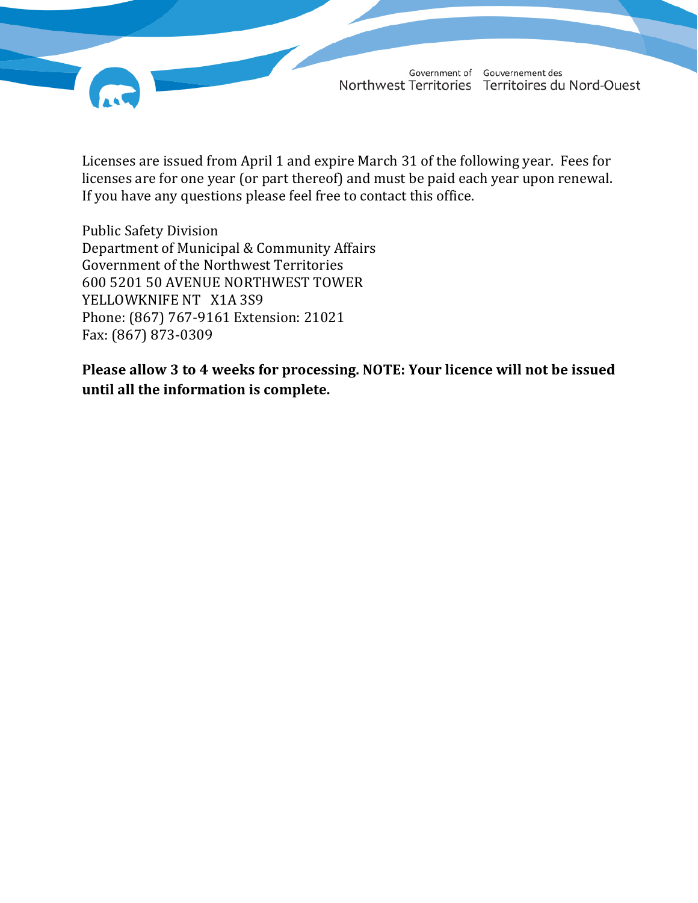Licenses are issued from April 1 and expire March 31 of the following year. Fees for licenses are for one year (or part thereof) and must be paid each year upon renewal. If you have any questions please feel free to contact this office.

Public Safety Division
Department of Municipal & Community Affairs
Government of the Northwest Territories
600 5201 50 AVENUE NORTHWEST TOWER
YELLOWKNIFE NT X1A 3S9
Phone: (867) 767-9161 Extension: 21021
Fax: (867) 873-0309

**Please allow 3 to 4 weeks for processing. NOTE: Your licence will not be issued until all the information is complete.**